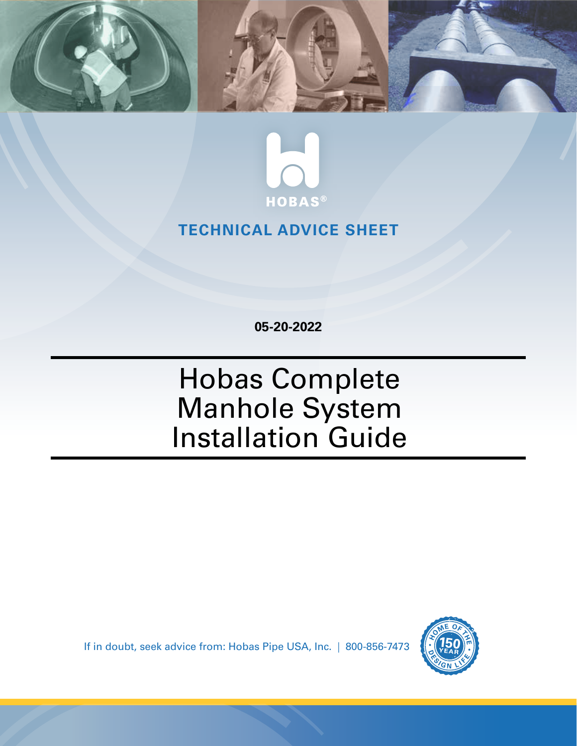HOBAS®

**TECHNICAL ADVICE SHEET**

**05-20-2022**

# Hobas Complete Manhole System Installation Guide

If in doubt, seek advice from: Hobas Pipe USA, Inc. | 800-856-7473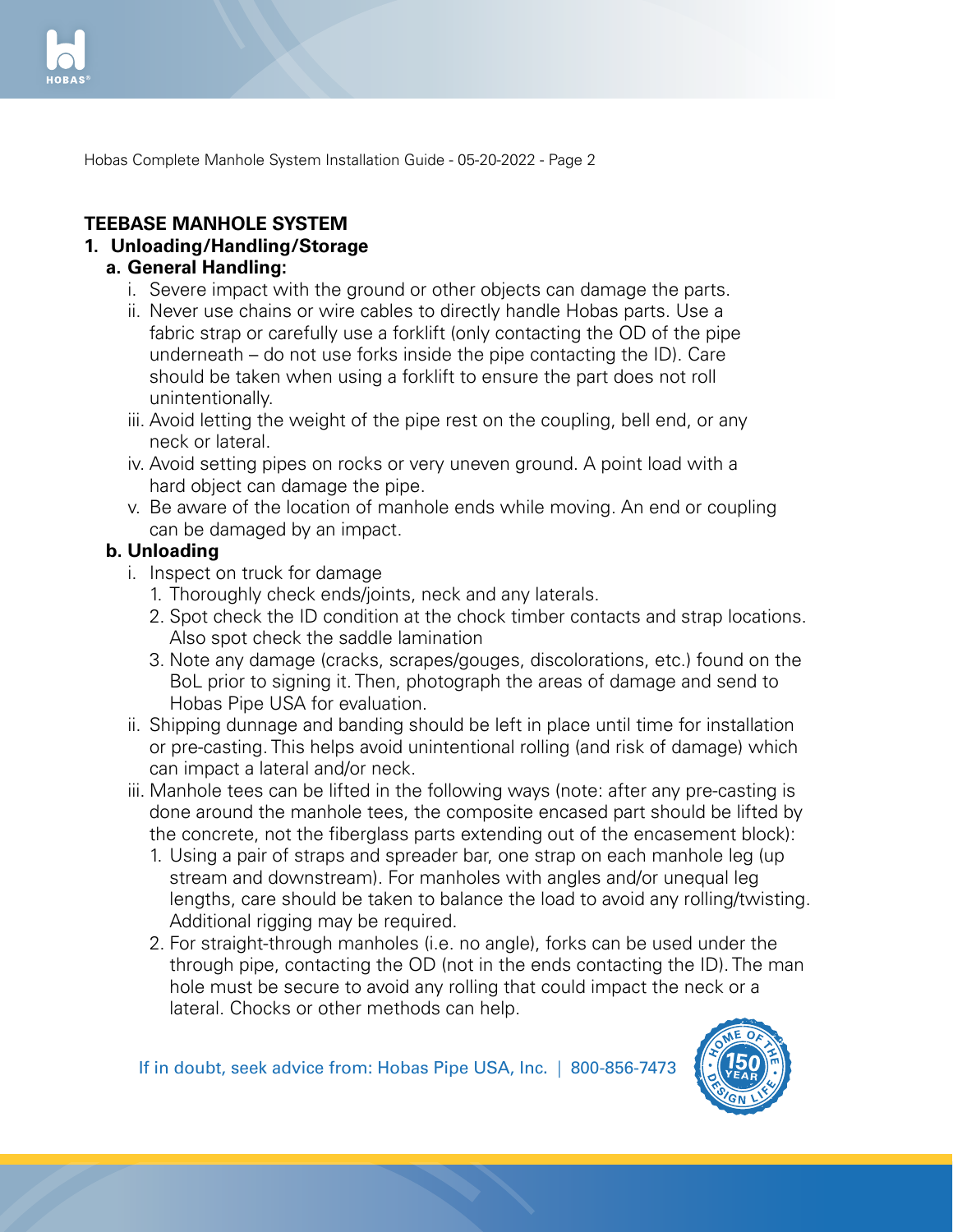## TEEBASE MANHOLE SYSTEM

### 1. Unloading/Handling/Storage

#### a. General Handling:

- i. Severe impact with the ground or other objects can damage the parts.
- ii. Never use chains or wire cables to directly handle Hobas parts. Use a fabric strap or carefully use a forklift (only contacting the OD of the pipe underneath – do not use forks inside the pipe contacting the ID). Care should be taken when using a forklift to ensure the part does not roll unintentionally.
- iii. Avoid letting the weight of the pipe rest on the coupling, bell end, or any neck or lateral.
- iv. Avoid setting pipes on rocks or very uneven ground. A point load with a hard object can damage the pipe.
- v. Be aware of the location of manhole ends while moving. An end or coupling can be damaged by an impact.

#### b. Unloading

- i. Inspect on truck for damage
  1. Thoroughly check ends/joints, neck and any laterals.
  2. Spot check the ID condition at the chock timber contacts and strap locations. Also spot check the saddle lamination
  3. Note any damage (cracks, scrapes/gouges, discolorations, etc.) found on the BoL prior to signing it. Then, photograph the areas of damage and send to Hobas Pipe USA for evaluation.
- ii. Shipping dunnage and banding should be left in place until time for installation or pre-casting. This helps avoid unintentional rolling (and risk of damage) which can impact a lateral and/or neck.
- iii. Manhole tees can be lifted in the following ways (note: after any pre-casting is done around the manhole tees, the composite encased part should be lifted by the concrete, not the fiberglass parts extending out of the encasement block):
  1. Using a pair of straps and spreader bar, one strap on each manhole leg (up stream and downstream). For manholes with angles and/or unequal leg lengths, care should be taken to balance the load to avoid any rolling/twisting. Additional rigging may be required.
  2. For straight-through manholes (i.e. no angle), forks can be used under the through pipe, contacting the OD (not in the ends contacting the ID). The man hole must be secure to avoid any rolling that could impact the neck or a lateral. Chocks or other methods can help.

If in doubt, seek advice from: Hobas Pipe USA, Inc. | 800-856-7473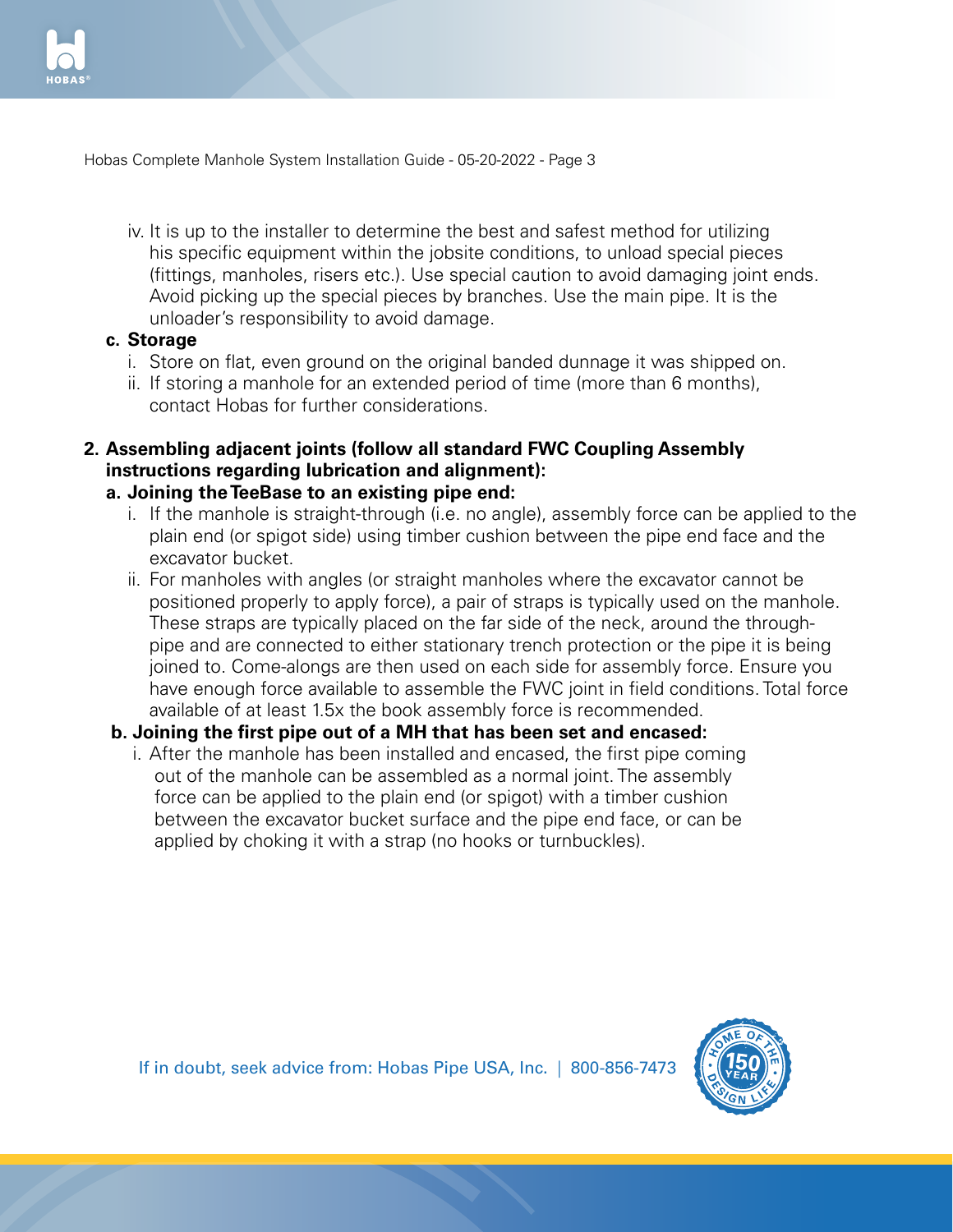iv. It is up to the installer to determine the best and safest method for utilizing his specific equipment within the jobsite conditions, to unload special pieces (fittings, manholes, risers etc.). Use special caution to avoid damaging joint ends. Avoid picking up the special pieces by branches. Use the main pipe. It is the unloader's responsibility to avoid damage.

**c. Storage**

i. Store on flat, even ground on the original banded dunnage it was shipped on.

ii. If storing a manhole for an extended period of time (more than 6 months), contact Hobas for further considerations.

**2. Assembling adjacent joints (follow all standard FWC Coupling Assembly instructions regarding lubrication and alignment):**

**a. Joining the TeeBase to an existing pipe end:**

i. If the manhole is straight-through (i.e. no angle), assembly force can be applied to the plain end (or spigot side) using timber cushion between the pipe end face and the excavator bucket.

ii. For manholes with angles (or straight manholes where the excavator cannot be positioned properly to apply force), a pair of straps is typically used on the manhole. These straps are typically placed on the far side of the neck, around the through-pipe and are connected to either stationary trench protection or the pipe it is being joined to. Come-alongs are then used on each side for assembly force. Ensure you have enough force available to assemble the FWC joint in field conditions. Total force available of at least 1.5x the book assembly force is recommended.

**b. Joining the first pipe out of a MH that has been set and encased:**

i. After the manhole has been installed and encased, the first pipe coming out of the manhole can be assembled as a normal joint. The assembly force can be applied to the plain end (or spigot) with a timber cushion between the excavator bucket surface and the pipe end face, or can be applied by choking it with a strap (no hooks or turnbuckles).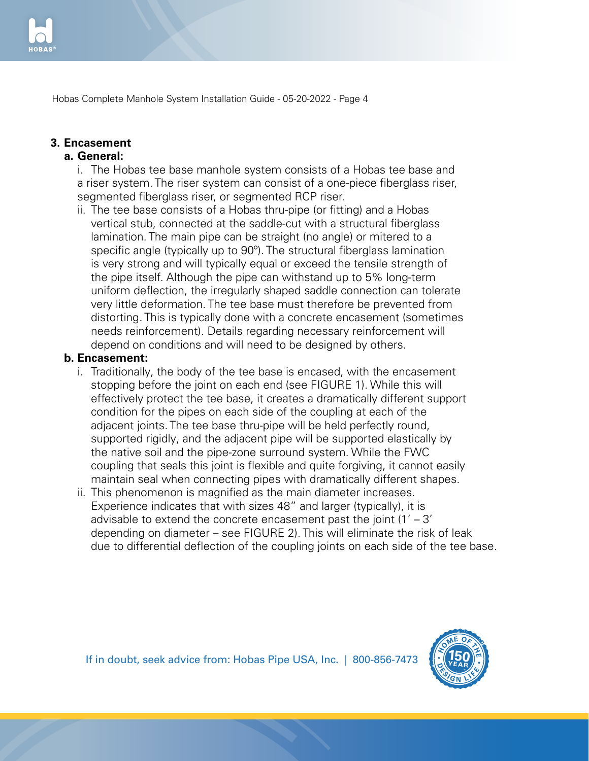## 3. Encasement

### a. General:

i. The Hobas tee base manhole system consists of a Hobas tee base and a riser system. The riser system can consist of a one-piece fiberglass riser, segmented fiberglass riser, or segmented RCP riser.

ii. The tee base consists of a Hobas thru-pipe (or fitting) and a Hobas vertical stub, connected at the saddle-cut with a structural fiberglass lamination. The main pipe can be straight (no angle) or mitered to a specific angle (typically up to 90º). The structural fiberglass lamination is very strong and will typically equal or exceed the tensile strength of the pipe itself. Although the pipe can withstand up to 5% long-term uniform deflection, the irregularly shaped saddle connection can tolerate very little deformation. The tee base must therefore be prevented from distorting. This is typically done with a concrete encasement (sometimes needs reinforcement). Details regarding necessary reinforcement will depend on conditions and will need to be designed by others.

### b. Encasement:

i. Traditionally, the body of the tee base is encased, with the encasement stopping before the joint on each end (see FIGURE 1). While this will effectively protect the tee base, it creates a dramatically different support condition for the pipes on each side of the coupling at each of the adjacent joints. The tee base thru-pipe will be held perfectly round, supported rigidly, and the adjacent pipe will be supported elastically by the native soil and the pipe-zone surround system. While the FWC coupling that seals this joint is flexible and quite forgiving, it cannot easily maintain seal when connecting pipes with dramatically different shapes.

ii. This phenomenon is magnified as the main diameter increases. Experience indicates that with sizes 48" and larger (typically), it is advisable to extend the concrete encasement past the joint (1' – 3' depending on diameter – see FIGURE 2). This will eliminate the risk of leak due to differential deflection of the coupling joints on each side of the tee base.

If in doubt, seek advice from: Hobas Pipe USA, Inc. | 800-856-7473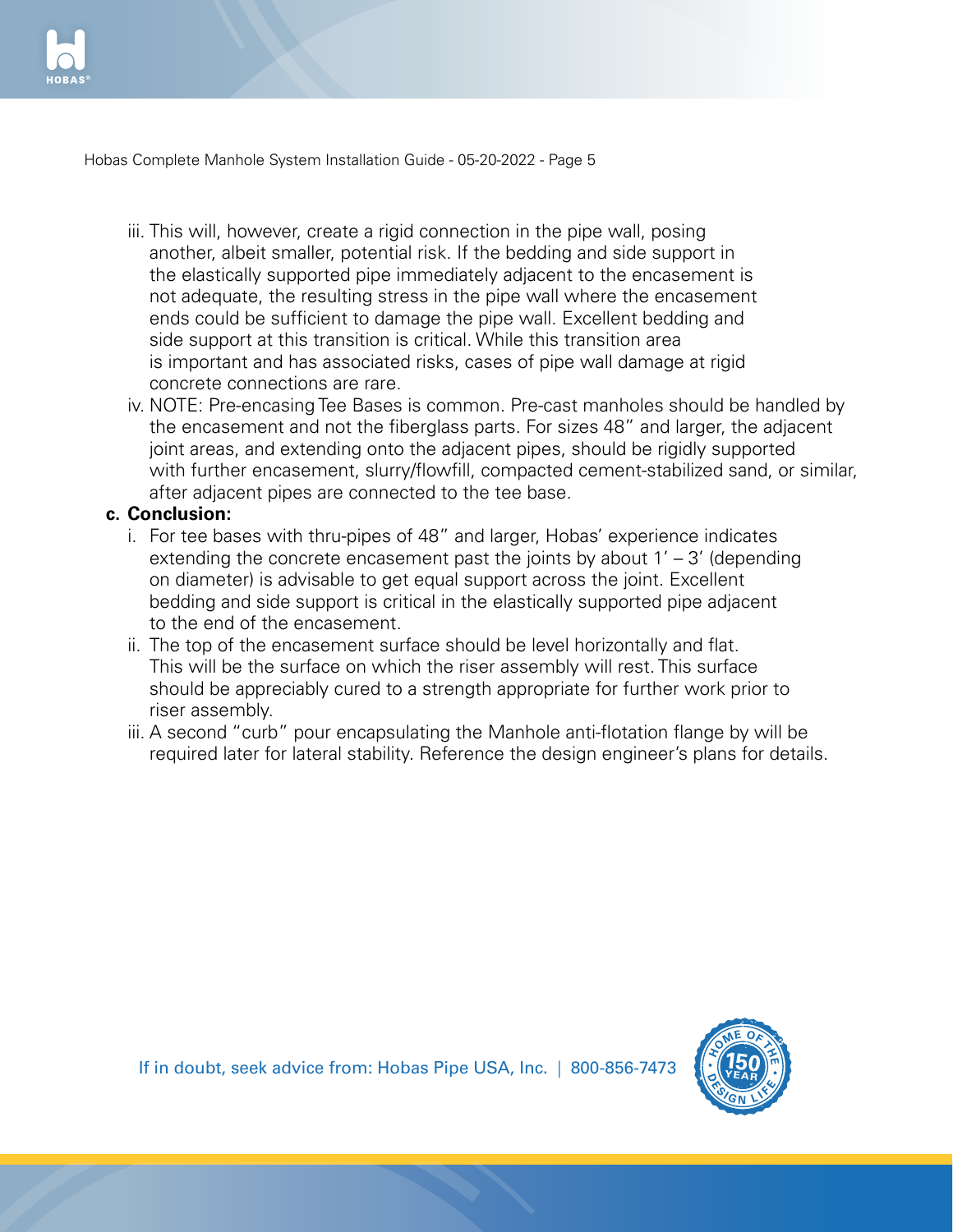iii. This will, however, create a rigid connection in the pipe wall, posing another, albeit smaller, potential risk. If the bedding and side support in the elastically supported pipe immediately adjacent to the encasement is not adequate, the resulting stress in the pipe wall where the encasement ends could be sufficient to damage the pipe wall. Excellent bedding and side support at this transition is critical. While this transition area is important and has associated risks, cases of pipe wall damage at rigid concrete connections are rare.

iv. NOTE: Pre-encasing Tee Bases is common. Pre-cast manholes should be handled by the encasement and not the fiberglass parts. For sizes 48" and larger, the adjacent joint areas, and extending onto the adjacent pipes, should be rigidly supported with further encasement, slurry/flowfill, compacted cement-stabilized sand, or similar, after adjacent pipes are connected to the tee base.

**c. Conclusion:**

i. For tee bases with thru-pipes of 48" and larger, Hobas' experience indicates extending the concrete encasement past the joints by about 1' – 3' (depending on diameter) is advisable to get equal support across the joint. Excellent bedding and side support is critical in the elastically supported pipe adjacent to the end of the encasement.

ii. The top of the encasement surface should be level horizontally and flat. This will be the surface on which the riser assembly will rest. This surface should be appreciably cured to a strength appropriate for further work prior to riser assembly.

iii. A second "curb" pour encapsulating the Manhole anti-flotation flange by will be required later for lateral stability. Reference the design engineer's plans for details.

If in doubt, seek advice from: Hobas Pipe USA, Inc. | 800-856-7473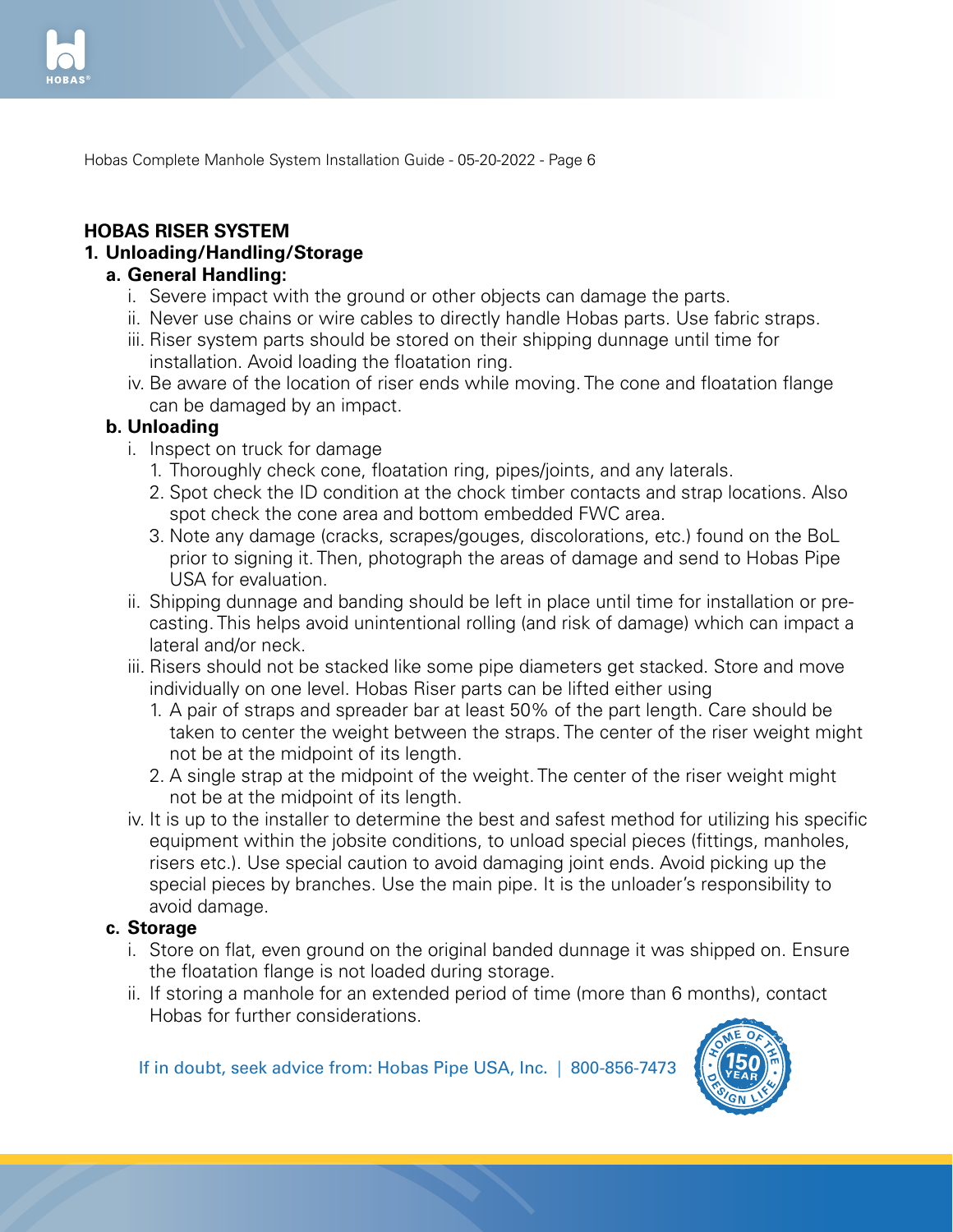## HOBAS RISER SYSTEM

### 1. Unloading/Handling/Storage

#### a. General Handling:

i. Severe impact with the ground or other objects can damage the parts.

ii. Never use chains or wire cables to directly handle Hobas parts. Use fabric straps.

iii. Riser system parts should be stored on their shipping dunnage until time for installation. Avoid loading the floatation ring.

iv. Be aware of the location of riser ends while moving. The cone and floatation flange can be damaged by an impact.

#### b. Unloading

i. Inspect on truck for damage

1. Thoroughly check cone, floatation ring, pipes/joints, and any laterals.
2. Spot check the ID condition at the chock timber contacts and strap locations. Also spot check the cone area and bottom embedded FWC area.
3. Note any damage (cracks, scrapes/gouges, discolorations, etc.) found on the BoL prior to signing it. Then, photograph the areas of damage and send to Hobas Pipe USA for evaluation.

ii. Shipping dunnage and banding should be left in place until time for installation or pre-casting. This helps avoid unintentional rolling (and risk of damage) which can impact a lateral and/or neck.

iii. Risers should not be stacked like some pipe diameters get stacked. Store and move individually on one level. Hobas Riser parts can be lifted either using

1. A pair of straps and spreader bar at least 50% of the part length. Care should be taken to center the weight between the straps. The center of the riser weight might not be at the midpoint of its length.
2. A single strap at the midpoint of the weight. The center of the riser weight might not be at the midpoint of its length.

iv. It is up to the installer to determine the best and safest method for utilizing his specific equipment within the jobsite conditions, to unload special pieces (fittings, manholes, risers etc.). Use special caution to avoid damaging joint ends. Avoid picking up the special pieces by branches. Use the main pipe. It is the unloader's responsibility to avoid damage.

#### c. Storage

i. Store on flat, even ground on the original banded dunnage it was shipped on. Ensure the floatation flange is not loaded during storage.

ii. If storing a manhole for an extended period of time (more than 6 months), contact Hobas for further considerations.

If in doubt, seek advice from: Hobas Pipe USA, Inc. | 800-856-7473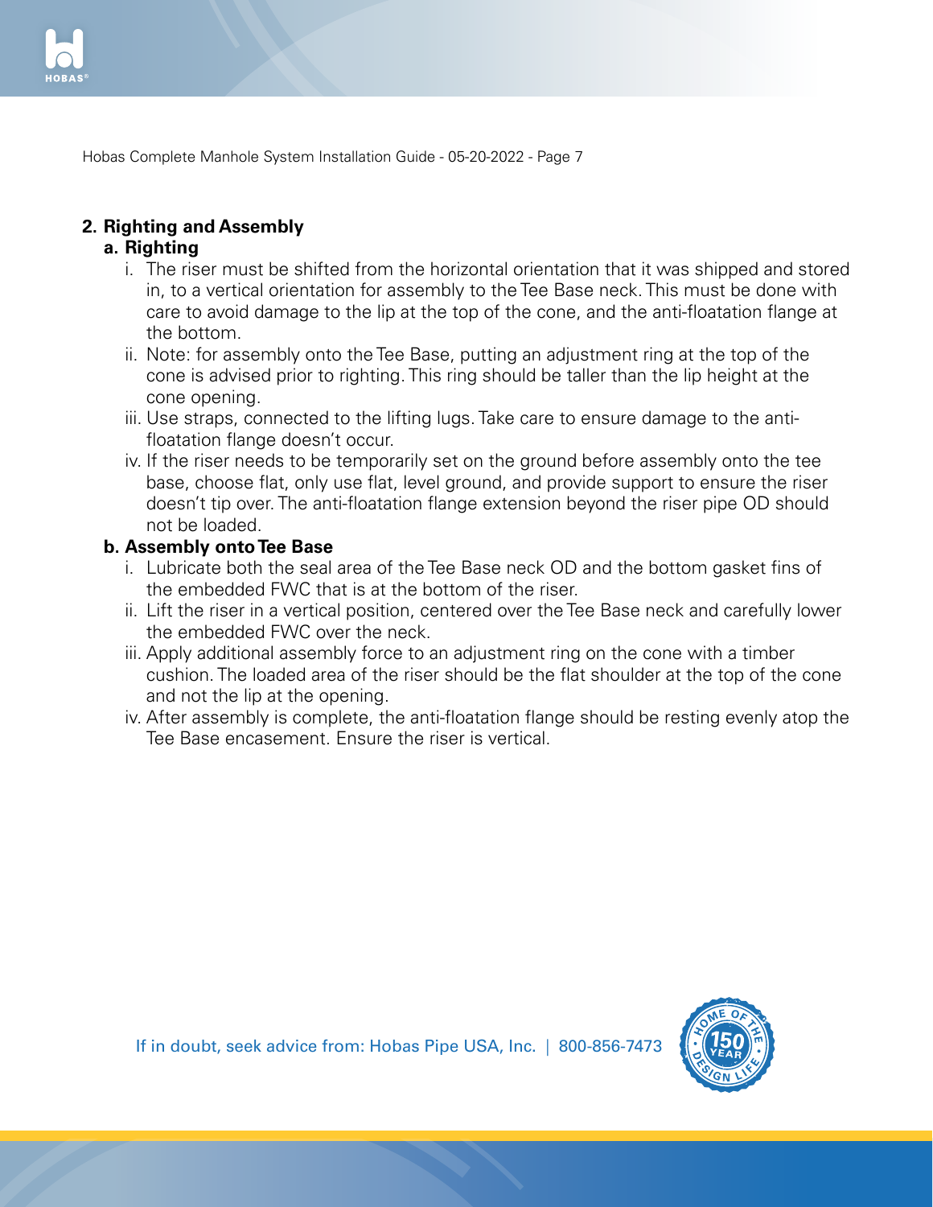**2. Righting and Assembly**

**a. Righting**

i. The riser must be shifted from the horizontal orientation that it was shipped and stored in, to a vertical orientation for assembly to the Tee Base neck. This must be done with care to avoid damage to the lip at the top of the cone, and the anti-floatation flange at the bottom.

ii. Note: for assembly onto the Tee Base, putting an adjustment ring at the top of the cone is advised prior to righting. This ring should be taller than the lip height at the cone opening.

iii. Use straps, connected to the lifting lugs. Take care to ensure damage to the anti-floatation flange doesn't occur.

iv. If the riser needs to be temporarily set on the ground before assembly onto the tee base, choose flat, only use flat, level ground, and provide support to ensure the riser doesn't tip over. The anti-floatation flange extension beyond the riser pipe OD should not be loaded.

**b. Assembly onto Tee Base**

i. Lubricate both the seal area of the Tee Base neck OD and the bottom gasket fins of the embedded FWC that is at the bottom of the riser.

ii. Lift the riser in a vertical position, centered over the Tee Base neck and carefully lower the embedded FWC over the neck.

iii. Apply additional assembly force to an adjustment ring on the cone with a timber cushion. The loaded area of the riser should be the flat shoulder at the top of the cone and not the lip at the opening.

iv. After assembly is complete, the anti-floatation flange should be resting evenly atop the Tee Base encasement. Ensure the riser is vertical.

If in doubt, seek advice from: Hobas Pipe USA, Inc. | 800-856-7473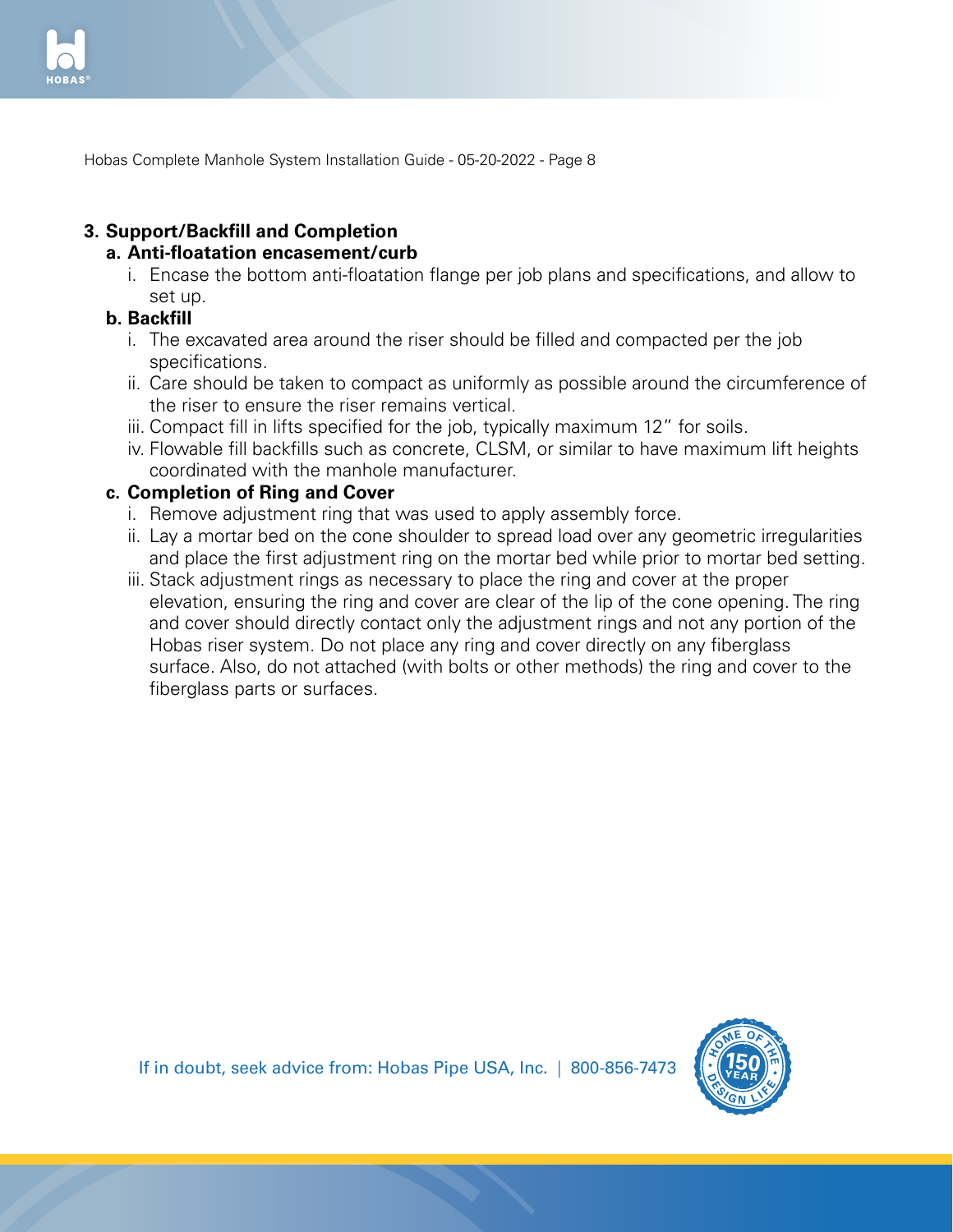3. **Support/Backfill and Completion**
   a. **Anti-floatation encasement/curb**
      i. Encase the bottom anti-floatation flange per job plans and specifications, and allow to set up.
   b. **Backfill**
      i. The excavated area around the riser should be filled and compacted per the job specifications.
      ii. Care should be taken to compact as uniformly as possible around the circumference of the riser to ensure the riser remains vertical.
      iii. Compact fill in lifts specified for the job, typically maximum 12" for soils.
      iv. Flowable fill backfills such as concrete, CLSM, or similar to have maximum lift heights coordinated with the manhole manufacturer.
   c. **Completion of Ring and Cover**
      i. Remove adjustment ring that was used to apply assembly force.
      ii. Lay a mortar bed on the cone shoulder to spread load over any geometric irregularities and place the first adjustment ring on the mortar bed while prior to mortar bed setting.
      iii. Stack adjustment rings as necessary to place the ring and cover at the proper elevation, ensuring the ring and cover are clear of the lip of the cone opening. The ring and cover should directly contact only the adjustment rings and not any portion of the Hobas riser system. Do not place any ring and cover directly on any fiberglass surface. Also, do not attached (with bolts or other methods) the ring and cover to the fiberglass parts or surfaces.

If in doubt, seek advice from: Hobas Pipe USA, Inc. | 800-856-7473